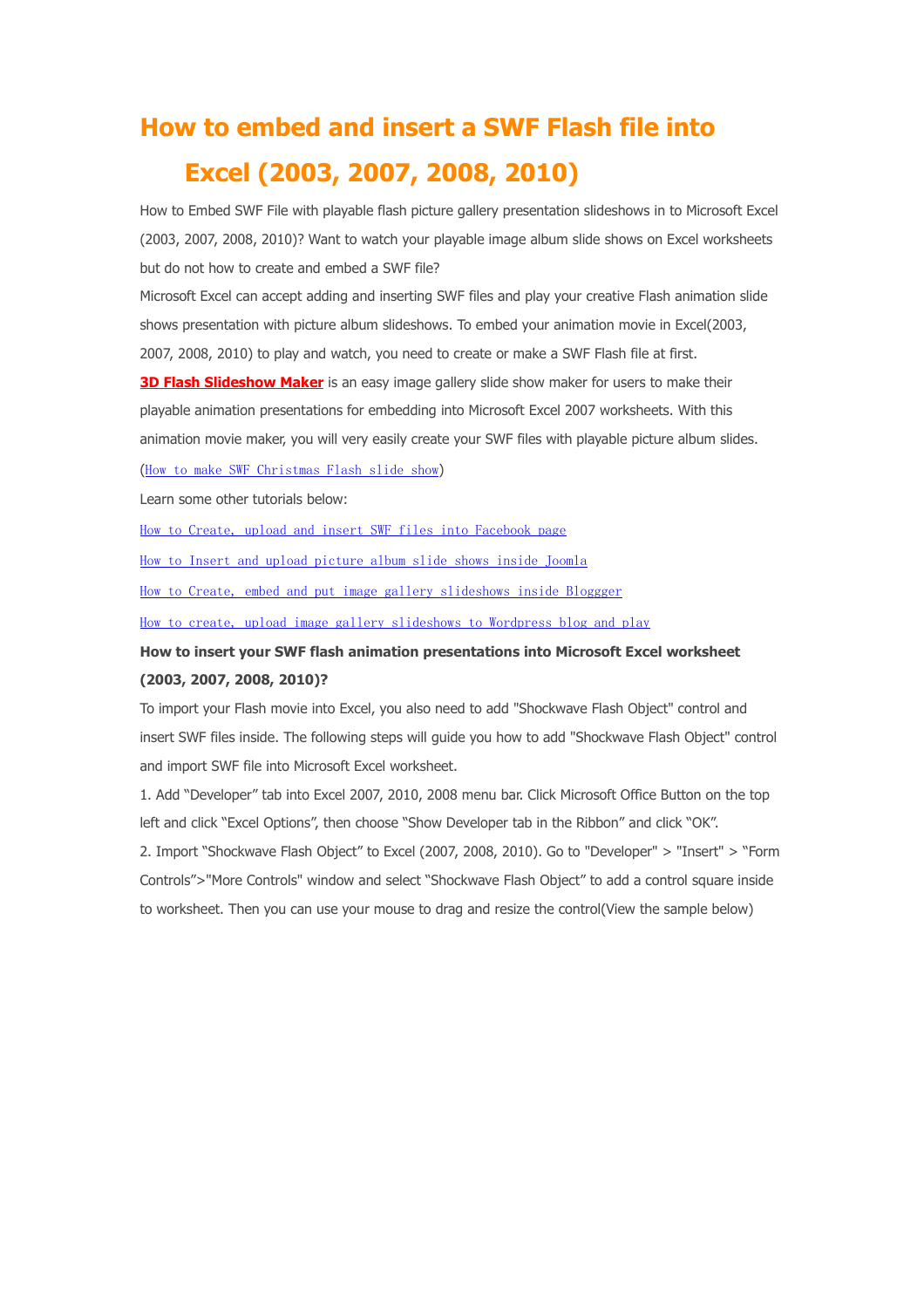# How to embed and insert a SWF Flash file into Excel (2003, 2007, 2008, 2010)

How to Embed SWF File with playable flash picture gallery presentation slideshows in to Microsoft Excel (2003, 2007, 2008, 2010)? Want to watch your playable image album slide shows on Excel worksheets but do not how to create and embed a SWF file?

Microsoft Excel can accept adding and inserting SWF files and play your creative Flash animation slide shows presentation with picture album slideshows. To embed your animation movie in Excel(2003, 2007, 2008, 2010) to play and watch, you need to create or make a SWF Flash file at first.

**3D Flash Slideshow Maker** is an easy image gallery slide show maker for users to make their playable animation presentations for embedding into Microsoft Excel 2007 worksheets. With this animation movie maker, you will very easily create your SWF files with playable picture album slides.

(How to make SWF Christmas Flash slide show)

Learn some other tutorials below:

How to Create, upload and insert SWF files into Facebook page

How to Insert and upload picture album slide shows inside Joomla

How to Create, embed and put image gallery slideshows inside Bloggger

How to create, upload image gallery slideshows to Wordpress blog and play

**How to insert your SWF flash animation presentations into Microsoft Excel worksheet (2003, 2007, 2008, 2010)?**

To import your Flash movie into Excel, you also need to add "Shockwave Flash Object" control and insert SWF files inside. The following steps will guide you how to add "Shockwave Flash Object" control and import SWF file into Microsoft Excel worksheet.

1. Add “Developer” tab into Excel 2007, 2010, 2008 menu bar. Click Microsoft Office Button on the top left and click “Excel Options”, then choose “Show Developer tab in the Ribbon” and click “OK”.
2. Import “Shockwave Flash Object” to Excel (2007, 2008, 2010). Go to "Developer" > "Insert" > “Form Controls”>"More Controls" window and select “Shockwave Flash Object” to add a control square inside to worksheet. Then you can use your mouse to drag and resize the control(View the sample below)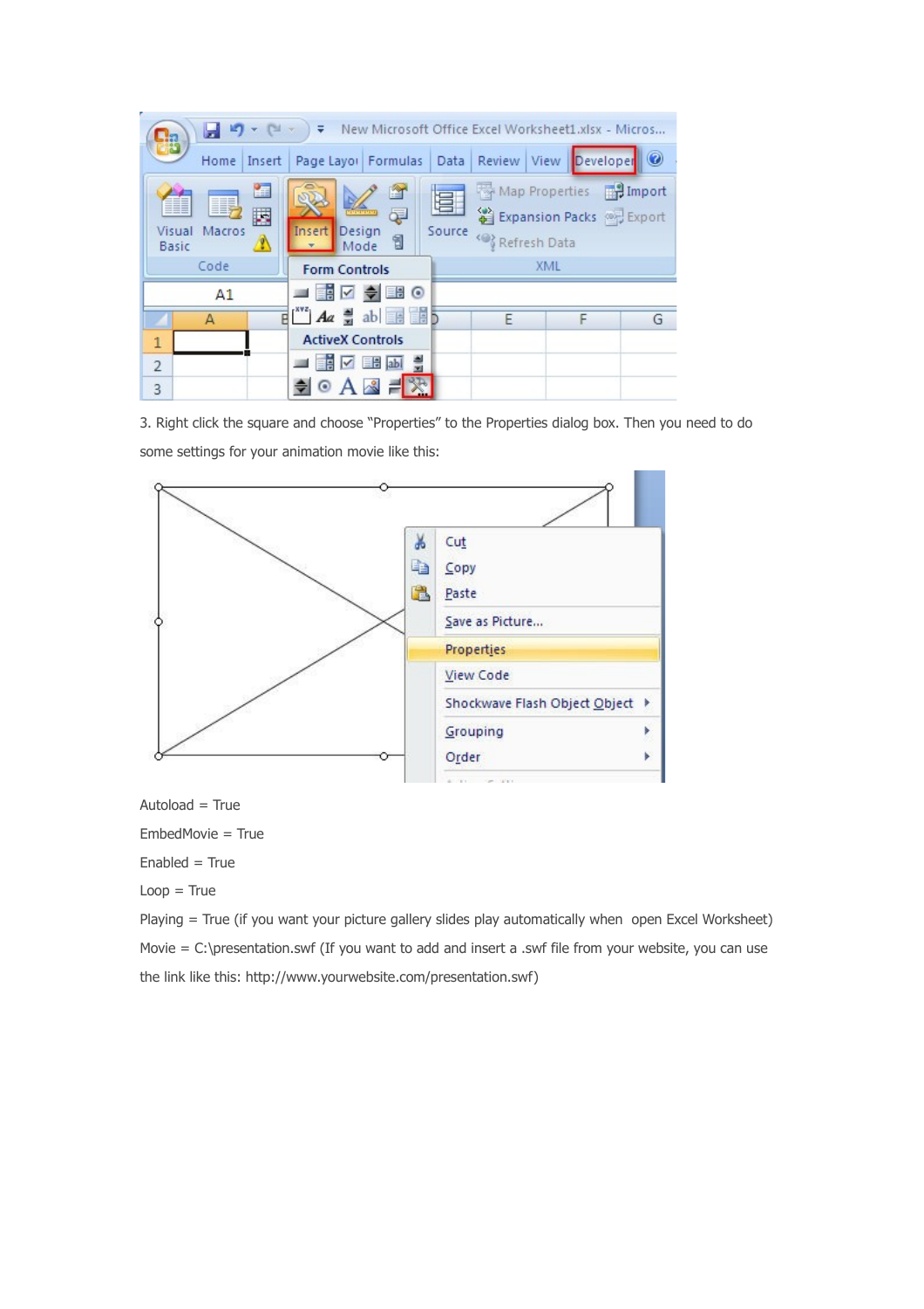3. Right click the square and choose "Properties" to the Properties dialog box. Then you need to do some settings for your animation movie like this:

Autoload = True

EmbedMovie = True

Enabled = True

Loop = True

Playing = True (if you want your picture gallery slides play automatically when open Excel Worksheet)

Movie = C:\presentation.swf (If you want to add and insert a .swf file from your website, you can use the link like this: http://www.yourwebsite.com/presentation.swf)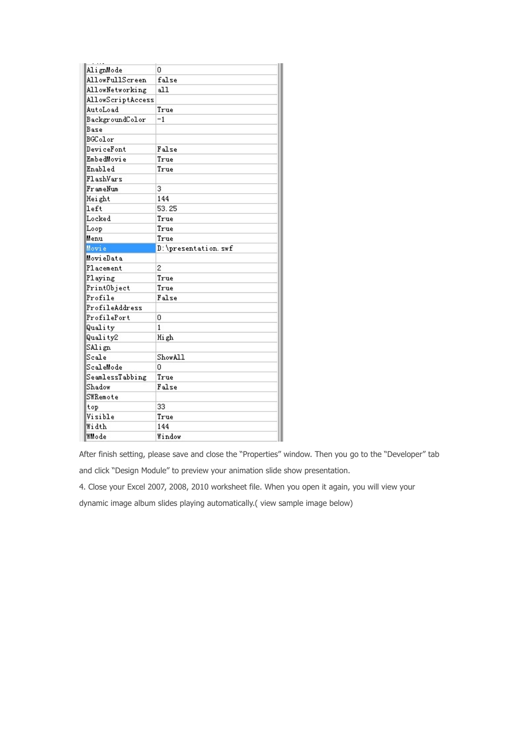| | |
|---|---|
| AlignMode | 0 |
| AllowFullScreen | false |
| AllowNetworking | all |
| AllowScriptAccess | |
| AutoLoad | True |
| BackgroundColor | -1 |
| Base | |
| BGColor | |
| DeviceFont | False |
| EmbedMovie | True |
| Enabled | True |
| FlashVars | |
| FrameNum | 3 |
| Height | 144 |
| left | 53.25 |
| Locked | True |
| Loop | True |
| Menu | True |
| Movie | D:\presentation.swf |
| MovieData | |
| Placement | 2 |
| Playing | True |
| PrintObject | True |
| Profile | False |
| ProfileAddress | |
| ProfilePort | 0 |
| Quality | 1 |
| Quality2 | High |
| SAlign | |
| Scale | ShowAll |
| ScaleMode | 0 |
| SeamlessTabbing | True |
| Shadow | False |
| SWRemote | |
| top | 33 |
| Visible | True |
| Width | 144 |
| WMode | Window |

After finish setting, please save and close the "Properties" window. Then you go to the "Developer" tab and click "Design Module" to preview your animation slide show presentation.

4. Close your Excel 2007, 2008, 2010 worksheet file. When you open it again, you will view your dynamic image album slides playing automatically.( view sample image below)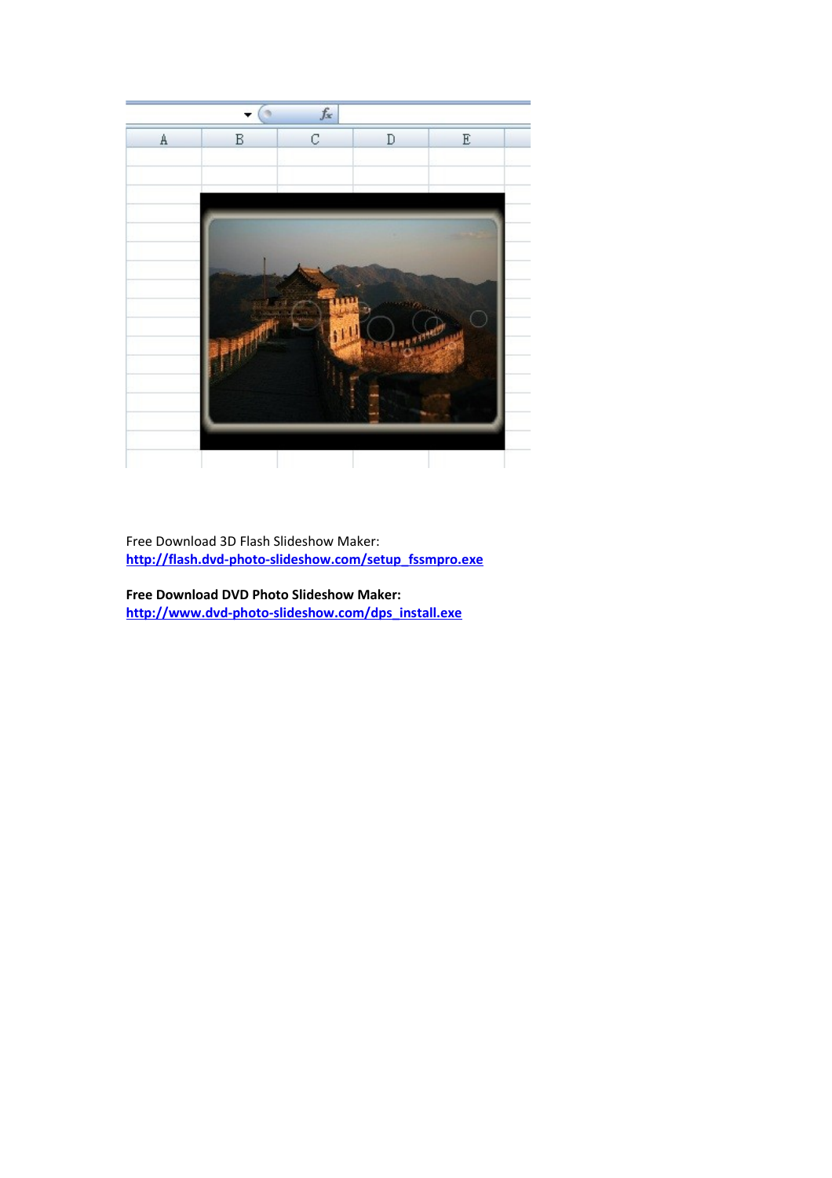Free Download 3D Flash Slideshow Maker:
http://flash.dvd-photo-slideshow.com/setup_fssmpro.exe

**Free Download DVD Photo Slideshow Maker:**
http://www.dvd-photo-slideshow.com/dps_install.exe